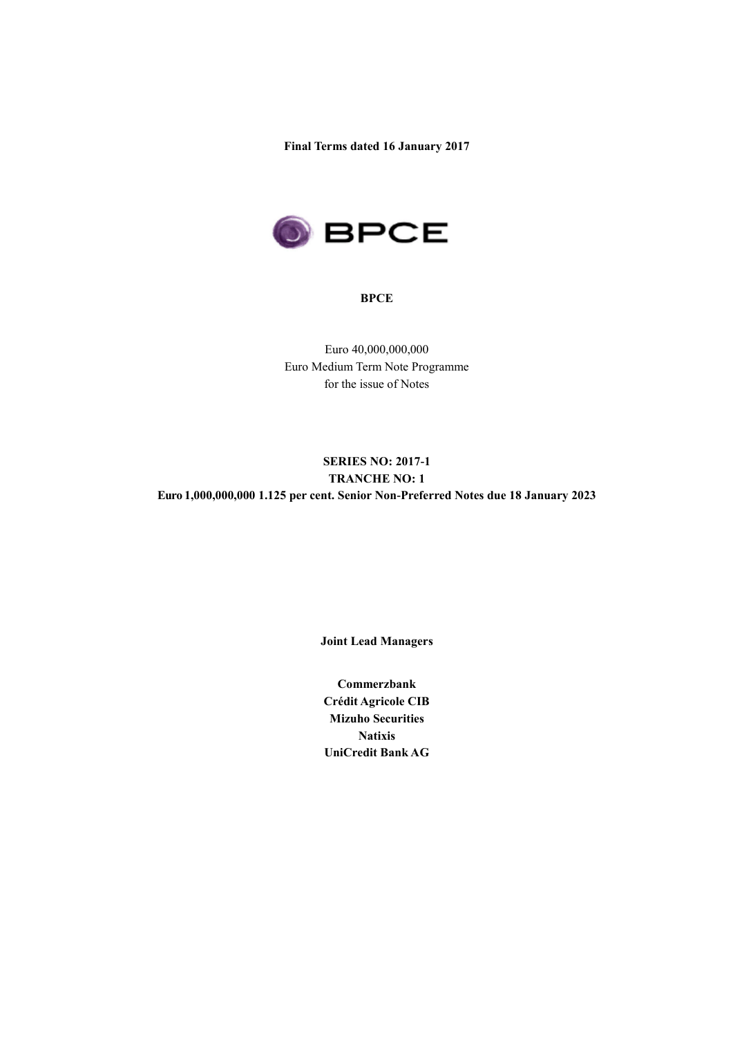**Final Terms dated 16 January 2017**

**BPCE**

Euro 40,000,000,000
Euro Medium Term Note Programme
for the issue of Notes

**SERIES NO: 2017-1**
**TRANCHE NO: 1**
**Euro 1,000,000,000 1.125 per cent. Senior Non-Preferred Notes due 18 January 2023**

**Joint Lead Managers**

**Commerzbank**
**Crédit Agricole CIB**
**Mizuho Securities**
**Natixis**
**UniCredit Bank AG**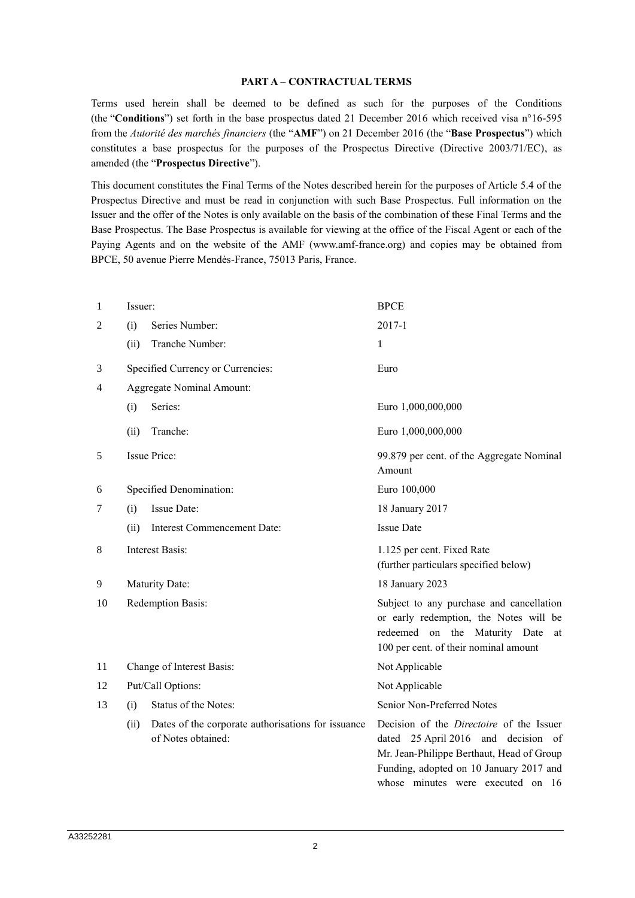## PART A – CONTRACTUAL TERMS

Terms used herein shall be deemed to be defined as such for the purposes of the Conditions (the "**Conditions**") set forth in the base prospectus dated 21 December 2016 which received visa n°16-595 from the *Autorité des marchés financiers* (the "**AMF**") on 21 December 2016 (the "**Base Prospectus**") which constitutes a base prospectus for the purposes of the Prospectus Directive (Directive 2003/71/EC), as amended (the "**Prospectus Directive**").

This document constitutes the Final Terms of the Notes described herein for the purposes of Article 5.4 of the Prospectus Directive and must be read in conjunction with such Base Prospectus. Full information on the Issuer and the offer of the Notes is only available on the basis of the combination of these Final Terms and the Base Prospectus. The Base Prospectus is available for viewing at the office of the Fiscal Agent or each of the Paying Agents and on the website of the AMF (www.amf-france.org) and copies may be obtained from BPCE, 50 avenue Pierre Mendès-France, 75013 Paris, France.

| | | | |
|---|---|---|---|
| 1 | Issuer: | | BPCE |
| 2 | (i) | Series Number: | 2017-1 |
| | (ii) | Tranche Number: | 1 |
| 3 | Specified Currency or Currencies: | | Euro |
| 4 | Aggregate Nominal Amount: | | |
| | (i) | Series: | Euro 1,000,000,000 |
| | (ii) | Tranche: | Euro 1,000,000,000 |
| 5 | Issue Price: | | 99.879 per cent. of the Aggregate Nominal Amount |
| 6 | Specified Denomination: | | Euro 100,000 |
| 7 | (i) | Issue Date: | 18 January 2017 |
| | (ii) | Interest Commencement Date: | Issue Date |
| 8 | Interest Basis: | | 1.125 per cent. Fixed Rate (further particulars specified below) |
| 9 | Maturity Date: | | 18 January 2023 |
| 10 | Redemption Basis: | | Subject to any purchase and cancellation or early redemption, the Notes will be redeemed on the Maturity Date at 100 per cent. of their nominal amount |
| 11 | Change of Interest Basis: | | Not Applicable |
| 12 | Put/Call Options: | | Not Applicable |
| 13 | (i) | Status of the Notes: | Senior Non-Preferred Notes |
| | (ii) | Dates of the corporate authorisations for issuance of Notes obtained: | Decision of the *Directoire* of the Issuer dated 25 April 2016 and decision of Mr. Jean-Philippe Berthaut, Head of Group Funding, adopted on 10 January 2017 and whose minutes were executed on 16 |

A33252281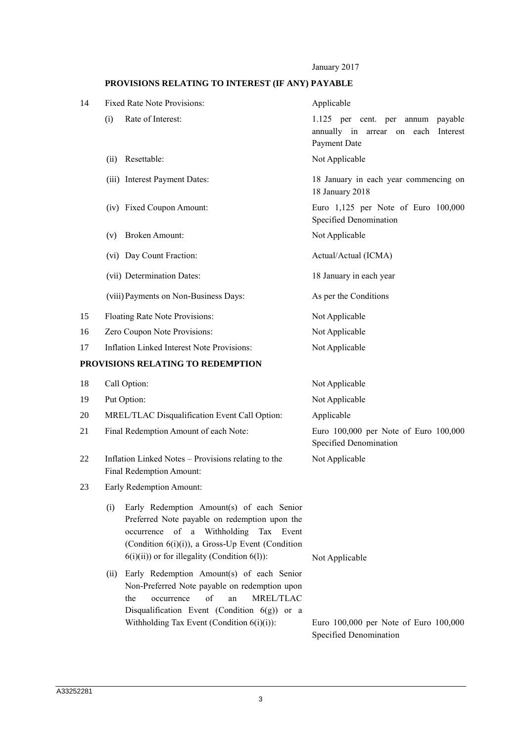January 2017

## PROVISIONS RELATING TO INTEREST (IF ANY) PAYABLE

| | | |
|---|---|---|
| 14 | Fixed Rate Note Provisions: | Applicable |
| | (i) Rate of Interest: | 1.125 per cent. per annum payable annually in arrear on each Interest Payment Date |
| | (ii) Resettable: | Not Applicable |
| | (iii) Interest Payment Dates: | 18 January in each year commencing on 18 January 2018 |
| | (iv) Fixed Coupon Amount: | Euro 1,125 per Note of Euro 100,000 Specified Denomination |
| | (v) Broken Amount: | Not Applicable |
| | (vi) Day Count Fraction: | Actual/Actual (ICMA) |
| | (vii) Determination Dates: | 18 January in each year |
| | (viii) Payments on Non-Business Days: | As per the Conditions |
| 15 | Floating Rate Note Provisions: | Not Applicable |
| 16 | Zero Coupon Note Provisions: | Not Applicable |
| 17 | Inflation Linked Interest Note Provisions: | Not Applicable |

## PROVISIONS RELATING TO REDEMPTION

| | | |
|---|---|---|
| 18 | Call Option: | Not Applicable |
| 19 | Put Option: | Not Applicable |
| 20 | MREL/TLAC Disqualification Event Call Option: | Applicable |
| 21 | Final Redemption Amount of each Note: | Euro 100,000 per Note of Euro 100,000 Specified Denomination |
| 22 | Inflation Linked Notes – Provisions relating to the Final Redemption Amount: | Not Applicable |
| 23 | Early Redemption Amount: | |
| | (i) Early Redemption Amount(s) of each Senior Preferred Note payable on redemption upon the occurrence of a Withholding Tax Event (Condition 6(i)(i)), a Gross-Up Event (Condition 6(i)(ii)) or for illegality (Condition 6(l)): | Not Applicable |
| | (ii) Early Redemption Amount(s) of each Senior Non-Preferred Note payable on redemption upon the occurrence of an MREL/TLAC Disqualification Event (Condition 6(g)) or a Withholding Tax Event (Condition 6(i)(i)): | Euro 100,000 per Note of Euro 100,000 Specified Denomination |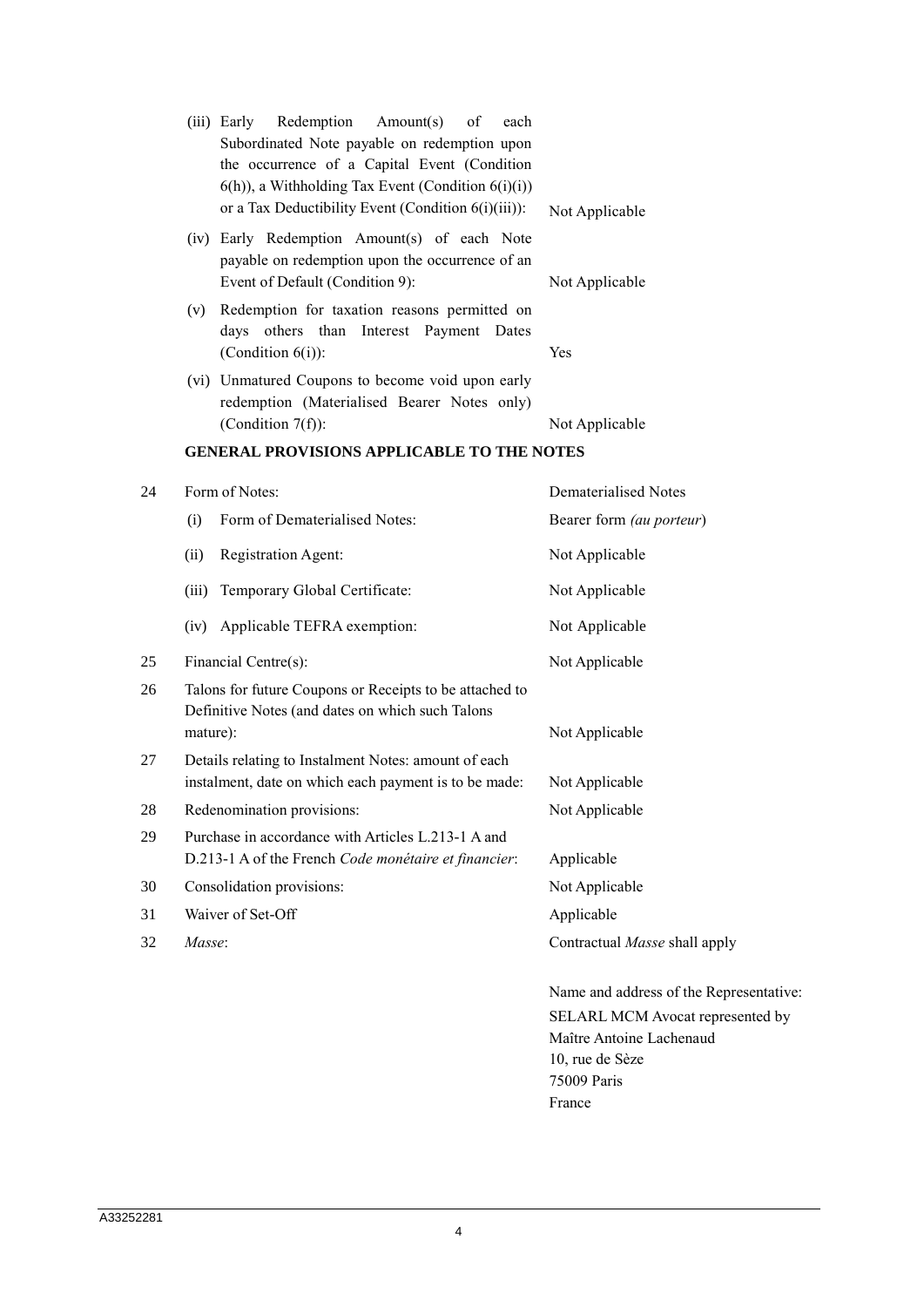| | | |
|---|---|---|
| | (iii) Early Redemption Amount(s) of each Subordinated Note payable on redemption upon the occurrence of a Capital Event (Condition 6(h)), a Withholding Tax Event (Condition 6(i)(i)) or a Tax Deductibility Event (Condition 6(i)(iii)): | Not Applicable |
| | (iv) Early Redemption Amount(s) of each Note payable on redemption upon the occurrence of an Event of Default (Condition 9): | Not Applicable |
| | (v) Redemption for taxation reasons permitted on days others than Interest Payment Dates (Condition 6(i)): | Yes |
| | (vi) Unmatured Coupons to become void upon early redemption (Materialised Bearer Notes only) (Condition 7(f)): | Not Applicable |

## GENERAL PROVISIONS APPLICABLE TO THE NOTES

| | | |
|---|---|---|
| 24 | Form of Notes: | Dematerialised Notes |
| | (i) Form of Dematerialised Notes: | Bearer form *(au porteur)* |
| | (ii) Registration Agent: | Not Applicable |
| | (iii) Temporary Global Certificate: | Not Applicable |
| | (iv) Applicable TEFRA exemption: | Not Applicable |
| 25 | Financial Centre(s): | Not Applicable |
| 26 | Talons for future Coupons or Receipts to be attached to Definitive Notes (and dates on which such Talons mature): | Not Applicable |
| 27 | Details relating to Instalment Notes: amount of each instalment, date on which each payment is to be made: | Not Applicable |
| 28 | Redenomination provisions: | Not Applicable |
| 29 | Purchase in accordance with Articles L.213-1 A and D.213-1 A of the French *Code monétaire et financier*: | Applicable |
| 30 | Consolidation provisions: | Not Applicable |
| 31 | Waiver of Set-Off | Applicable |
| 32 | *Masse*: | Contractual *Masse* shall apply<br><br>Name and address of the Representative:<br>SELARL MCM Avocat represented by<br>Maître Antoine Lachenaud<br>10, rue de Sèze<br>75009 Paris<br>France |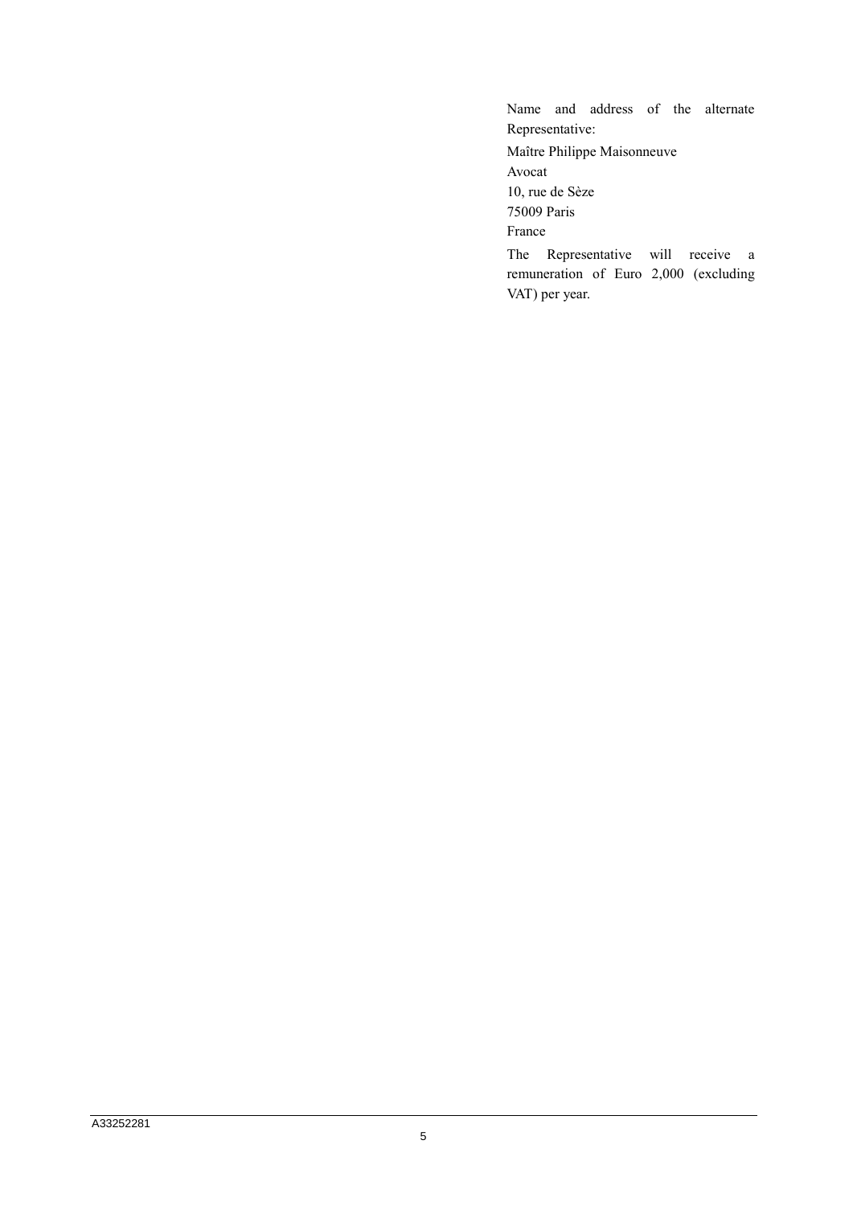Name and address of the alternate Representative:

Maître Philippe Maisonneuve

Avocat

10, rue de Sèze

75009 Paris

France

The Representative will receive a remuneration of Euro 2,000 (excluding VAT) per year.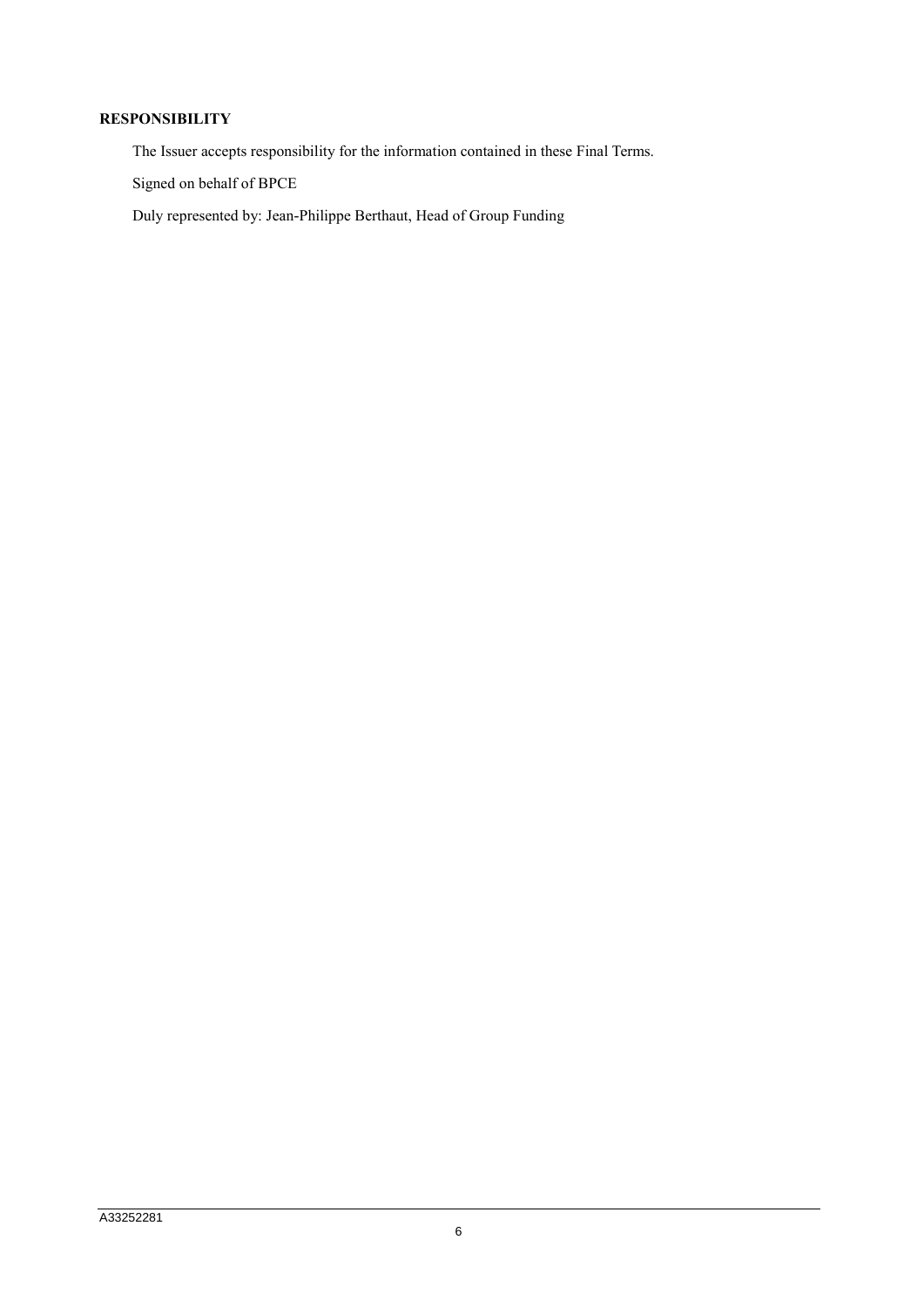## RESPONSIBILITY

The Issuer accepts responsibility for the information contained in these Final Terms.

Signed on behalf of BPCE

Duly represented by: Jean-Philippe Berthaut, Head of Group Funding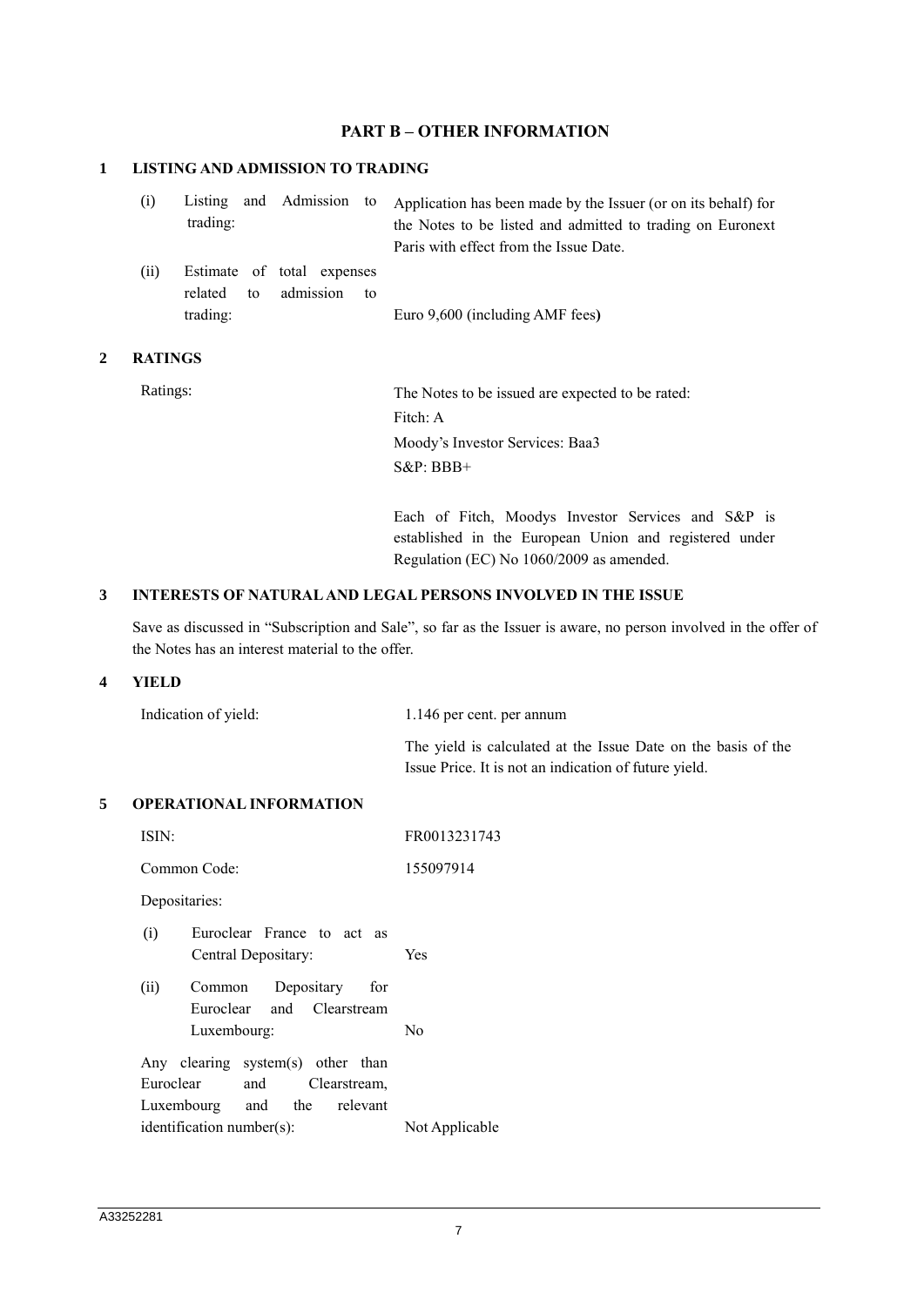## PART B – OTHER INFORMATION

### 1 LISTING AND ADMISSION TO TRADING

| | |
|---|---|
| (i) Listing and Admission to trading: | Application has been made by the Issuer (or on its behalf) for the Notes to be listed and admitted to trading on Euronext Paris with effect from the Issue Date. |
| (ii) Estimate of total expenses related to admission to trading: | Euro 9,600 (including AMF fees**)** |

### 2 RATINGS

| | |
|---|---|
| Ratings: | The Notes to be issued are expected to be rated:<br>Fitch: A<br>Moody's Investor Services: Baa3<br>S&P: BBB+<br><br>Each of Fitch, Moodys Investor Services and S&P is established in the European Union and registered under Regulation (EC) No 1060/2009 as amended. |

### 3 INTERESTS OF NATURAL AND LEGAL PERSONS INVOLVED IN THE ISSUE

Save as discussed in "Subscription and Sale", so far as the Issuer is aware, no person involved in the offer of the Notes has an interest material to the offer.

### 4 YIELD

| | |
|---|---|
| Indication of yield: | 1.146 per cent. per annum<br><br>The yield is calculated at the Issue Date on the basis of the Issue Price. It is not an indication of future yield. |

### 5 OPERATIONAL INFORMATION

| | |
|---|---|
| ISIN: | FR0013231743 |
| Common Code: | 155097914 |
| Depositaries: | |
| (i) Euroclear France to act as Central Depositary: | Yes |
| (ii) Common Depositary for Euroclear and Clearstream Luxembourg: | No |
| Any clearing system(s) other than Euroclear and Clearstream, Luxembourg and the relevant identification number(s): | Not Applicable |

A33252281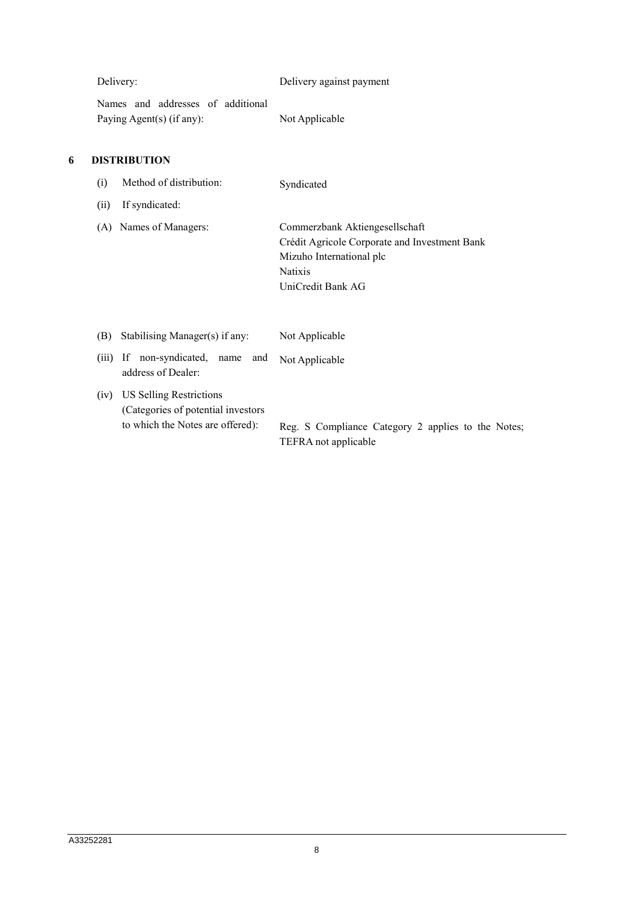| | |
|---|---|
| Delivery: | Delivery against payment |
| Names and addresses of additional Paying Agent(s) (if any): | Not Applicable |

## 6 DISTRIBUTION

| | |
|---|---|
| (i) Method of distribution: | Syndicated |
| (ii) If syndicated: | |
| (A) Names of Managers: | Commerzbank Aktiengesellschaft<br>Crédit Agricole Corporate and Investment Bank<br>Mizuho International plc<br>Natixis<br>UniCredit Bank AG |
| (B) Stabilising Manager(s) if any: | Not Applicable |
| (iii) If non-syndicated, name and address of Dealer: | Not Applicable |
| (iv) US Selling Restrictions (Categories of potential investors to which the Notes are offered): | Reg. S Compliance Category 2 applies to the Notes; TEFRA not applicable |

A33252281